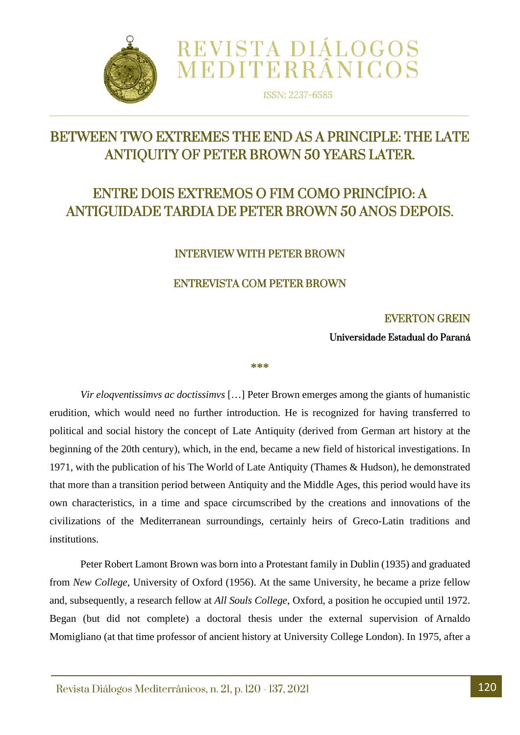# BETWEEN TWO EXTREMES THE END AS A PRINCIPLE: THE LATE ANTIQUITY OF PETER BROWN 50 YEARS LATER.

# ENTRE DOIS EXTREMOS O FIM COMO PRINCÍPIO: A ANTIGUIDADE TARDIA DE PETER BROWN 50 ANOS DEPOIS.

## INTERVIEW WITH PETER BROWN

## ENTREVISTA COM PETER BROWN

**EVERTON GREIN**

**Universidade Estadual do Paraná**

\*\*\*

*Vir eloqventissimvs ac doctissimvs* […] Peter Brown emerges among the giants of humanistic erudition, which would need no further introduction. He is recognized for having transferred to political and social history the concept of Late Antiquity (derived from German art history at the beginning of the 20th century), which, in the end, became a new field of historical investigations. In 1971, with the publication of his The World of Late Antiquity (Thames & Hudson), he demonstrated that more than a transition period between Antiquity and the Middle Ages, this period would have its own characteristics, in a time and space circumscribed by the creations and innovations of the civilizations of the Mediterranean surroundings, certainly heirs of Greco-Latin traditions and institutions.

Peter Robert Lamont Brown was born into a Protestant family in Dublin (1935) and graduated from *New College*, University of Oxford (1956). At the same University, he became a prize fellow and, subsequently, a research fellow at *All Souls College*, Oxford, a position he occupied until 1972. Began (but did not complete) a doctoral thesis under the external supervision of Arnaldo Momigliano (at that time professor of ancient history at University College London). In 1975, after a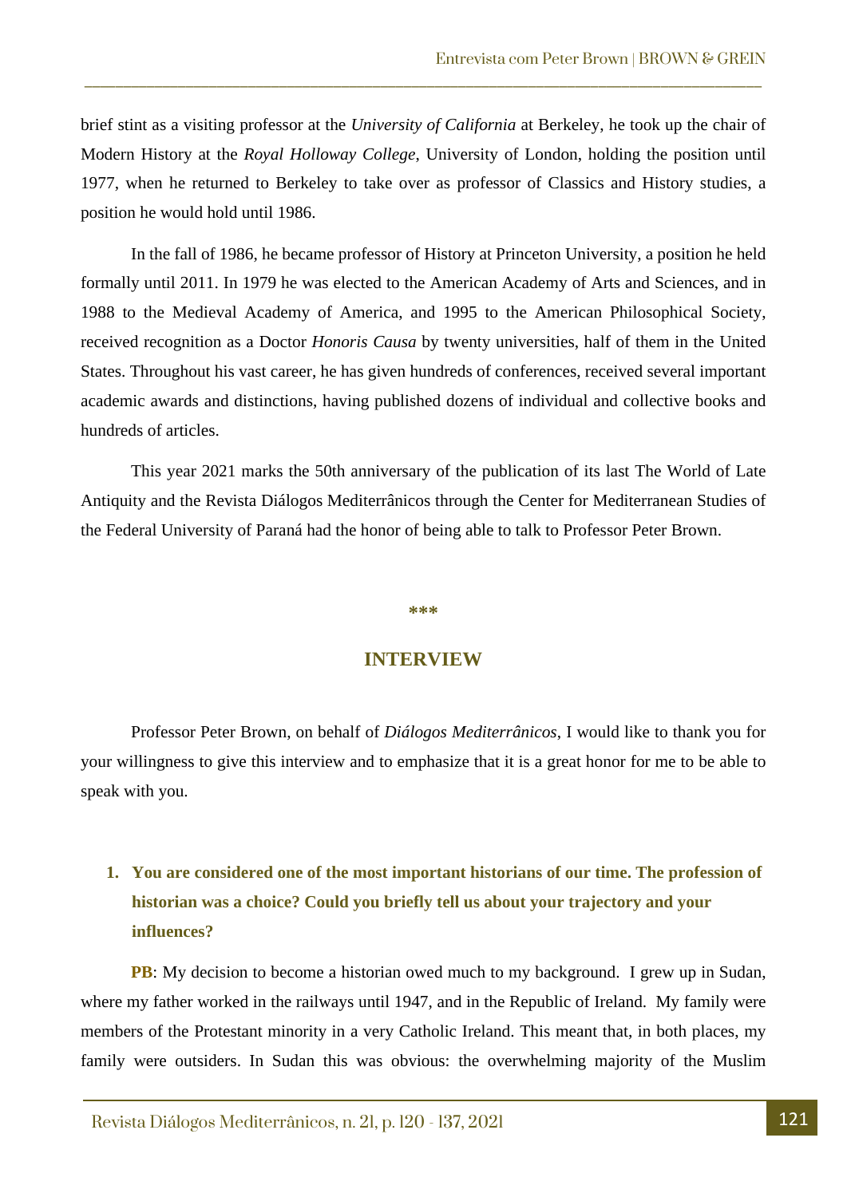brief stint as a visiting professor at the *University of California* at Berkeley, he took up the chair of Modern History at the *Royal Holloway College*, University of London, holding the position until 1977, when he returned to Berkeley to take over as professor of Classics and History studies, a position he would hold until 1986.

In the fall of 1986, he became professor of History at Princeton University, a position he held formally until 2011. In 1979 he was elected to the American Academy of Arts and Sciences, and in 1988 to the Medieval Academy of America, and 1995 to the American Philosophical Society, received recognition as a Doctor *Honoris Causa* by twenty universities, half of them in the United States. Throughout his vast career, he has given hundreds of conferences, received several important academic awards and distinctions, having published dozens of individual and collective books and hundreds of articles.

This year 2021 marks the 50th anniversary of the publication of its last The World of Late Antiquity and the Revista Diálogos Mediterrânicos through the Center for Mediterranean Studies of the Federal University of Paraná had the honor of being able to talk to Professor Peter Brown.

\*\*\*

## INTERVIEW

Professor Peter Brown, on behalf of *Diálogos Mediterrânicos*, I would like to thank you for your willingness to give this interview and to emphasize that it is a great honor for me to be able to speak with you.

1. **You are considered one of the most important historians of our time. The profession of historian was a choice? Could you briefly tell us about your trajectory and your influences?**

**PB**: My decision to become a historian owed much to my background. I grew up in Sudan, where my father worked in the railways until 1947, and in the Republic of Ireland. My family were members of the Protestant minority in a very Catholic Ireland. This meant that, in both places, my family were outsiders. In Sudan this was obvious: the overwhelming majority of the Muslim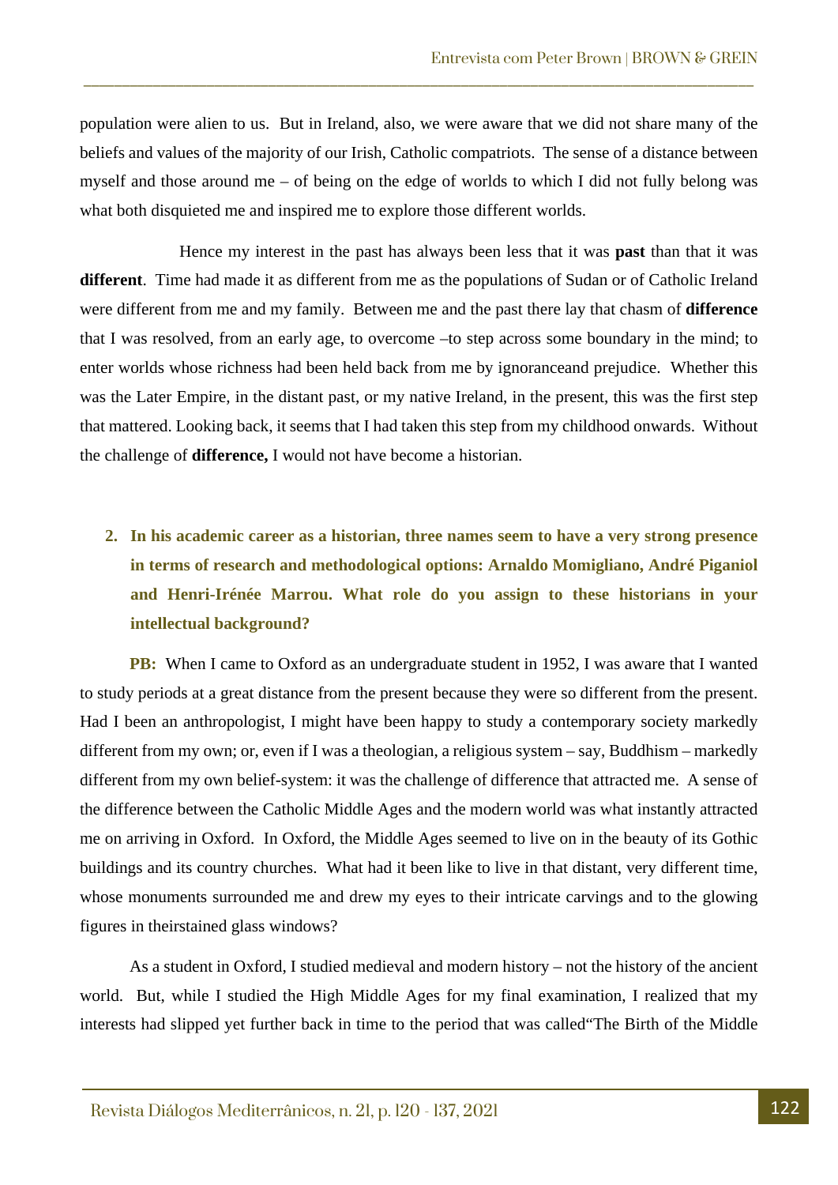population were alien to us. But in Ireland, also, we were aware that we did not share many of the beliefs and values of the majority of our Irish, Catholic compatriots. The sense of a distance between myself and those around me – of being on the edge of worlds to which I did not fully belong was what both disquieted me and inspired me to explore those different worlds.

Hence my interest in the past has always been less that it was **past** than that it was **different**. Time had made it as different from me as the populations of Sudan or of Catholic Ireland were different from me and my family. Between me and the past there lay that chasm of **difference** that I was resolved, from an early age, to overcome –to step across some boundary in the mind; to enter worlds whose richness had been held back from me by ignoranceand prejudice. Whether this was the Later Empire, in the distant past, or my native Ireland, in the present, this was the first step that mattered. Looking back, it seems that I had taken this step from my childhood onwards. Without the challenge of **difference,** I would not have become a historian.

2. **In his academic career as a historian, three names seem to have a very strong presence in terms of research and methodological options: Arnaldo Momigliano, André Piganiol and Henri-Irénée Marrou. What role do you assign to these historians in your intellectual background?**

**PB:** When I came to Oxford as an undergraduate student in 1952, I was aware that I wanted to study periods at a great distance from the present because they were so different from the present. Had I been an anthropologist, I might have been happy to study a contemporary society markedly different from my own; or, even if I was a theologian, a religious system – say, Buddhism – markedly different from my own belief-system: it was the challenge of difference that attracted me. A sense of the difference between the Catholic Middle Ages and the modern world was what instantly attracted me on arriving in Oxford. In Oxford, the Middle Ages seemed to live on in the beauty of its Gothic buildings and its country churches. What had it been like to live in that distant, very different time, whose monuments surrounded me and drew my eyes to their intricate carvings and to the glowing figures in theirstained glass windows?

As a student in Oxford, I studied medieval and modern history – not the history of the ancient world. But, while I studied the High Middle Ages for my final examination, I realized that my interests had slipped yet further back in time to the period that was called“The Birth of the Middle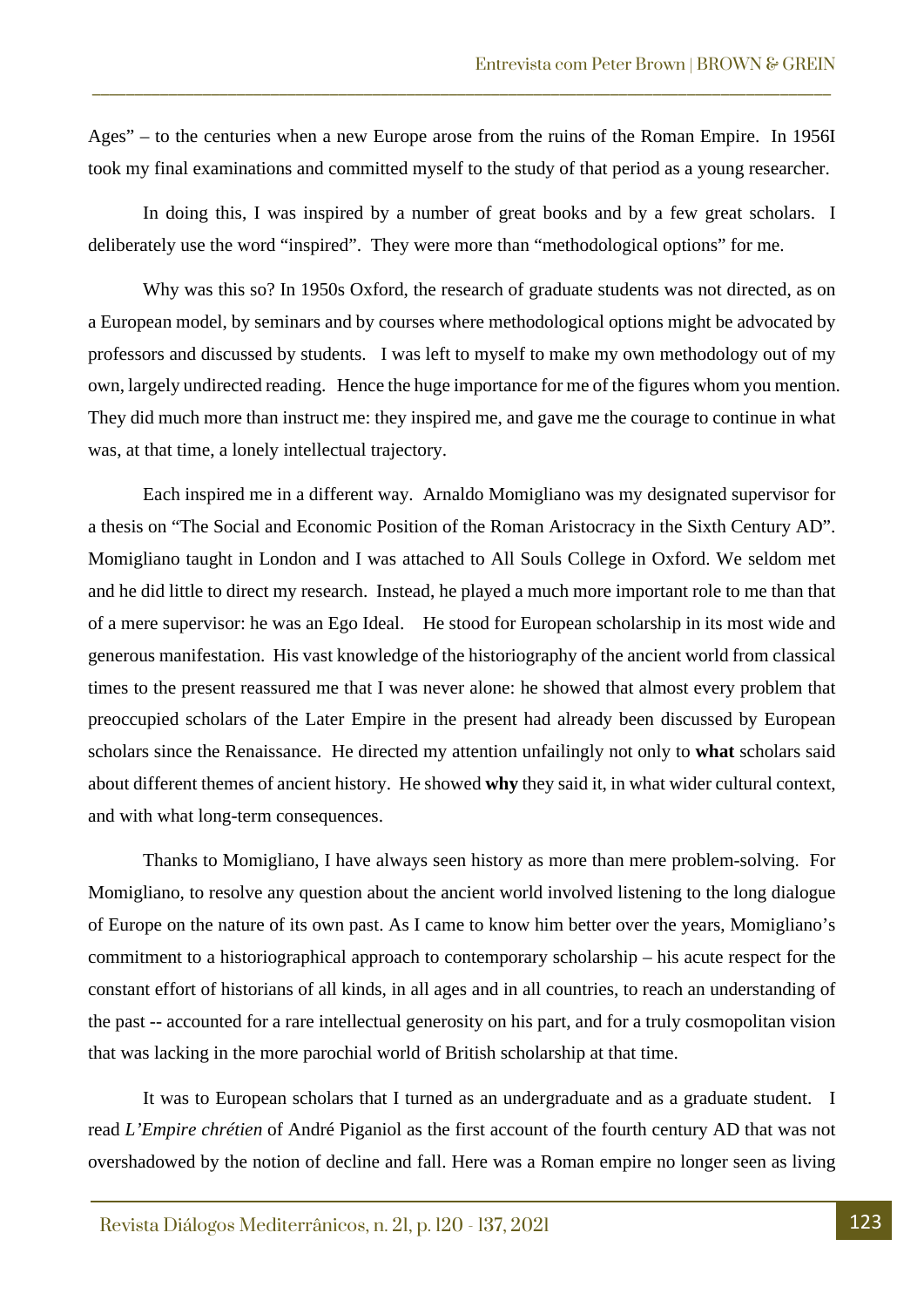Ages" – to the centuries when a new Europe arose from the ruins of the Roman Empire. In 1956I took my final examinations and committed myself to the study of that period as a young researcher.

In doing this, I was inspired by a number of great books and by a few great scholars. I deliberately use the word "inspired". They were more than "methodological options" for me.

Why was this so? In 1950s Oxford, the research of graduate students was not directed, as on a European model, by seminars and by courses where methodological options might be advocated by professors and discussed by students. I was left to myself to make my own methodology out of my own, largely undirected reading. Hence the huge importance for me of the figures whom you mention. They did much more than instruct me: they inspired me, and gave me the courage to continue in what was, at that time, a lonely intellectual trajectory.

Each inspired me in a different way. Arnaldo Momigliano was my designated supervisor for a thesis on "The Social and Economic Position of the Roman Aristocracy in the Sixth Century AD". Momigliano taught in London and I was attached to All Souls College in Oxford. We seldom met and he did little to direct my research. Instead, he played a much more important role to me than that of a mere supervisor: he was an Ego Ideal. He stood for European scholarship in its most wide and generous manifestation. His vast knowledge of the historiography of the ancient world from classical times to the present reassured me that I was never alone: he showed that almost every problem that preoccupied scholars of the Later Empire in the present had already been discussed by European scholars since the Renaissance. He directed my attention unfailingly not only to **what** scholars said about different themes of ancient history. He showed **why** they said it, in what wider cultural context, and with what long-term consequences.

Thanks to Momigliano, I have always seen history as more than mere problem-solving. For Momigliano, to resolve any question about the ancient world involved listening to the long dialogue of Europe on the nature of its own past. As I came to know him better over the years, Momigliano's commitment to a historiographical approach to contemporary scholarship – his acute respect for the constant effort of historians of all kinds, in all ages and in all countries, to reach an understanding of the past -- accounted for a rare intellectual generosity on his part, and for a truly cosmopolitan vision that was lacking in the more parochial world of British scholarship at that time.

It was to European scholars that I turned as an undergraduate and as a graduate student. I read *L'Empire chrétien* of André Piganiol as the first account of the fourth century AD that was not overshadowed by the notion of decline and fall. Here was a Roman empire no longer seen as living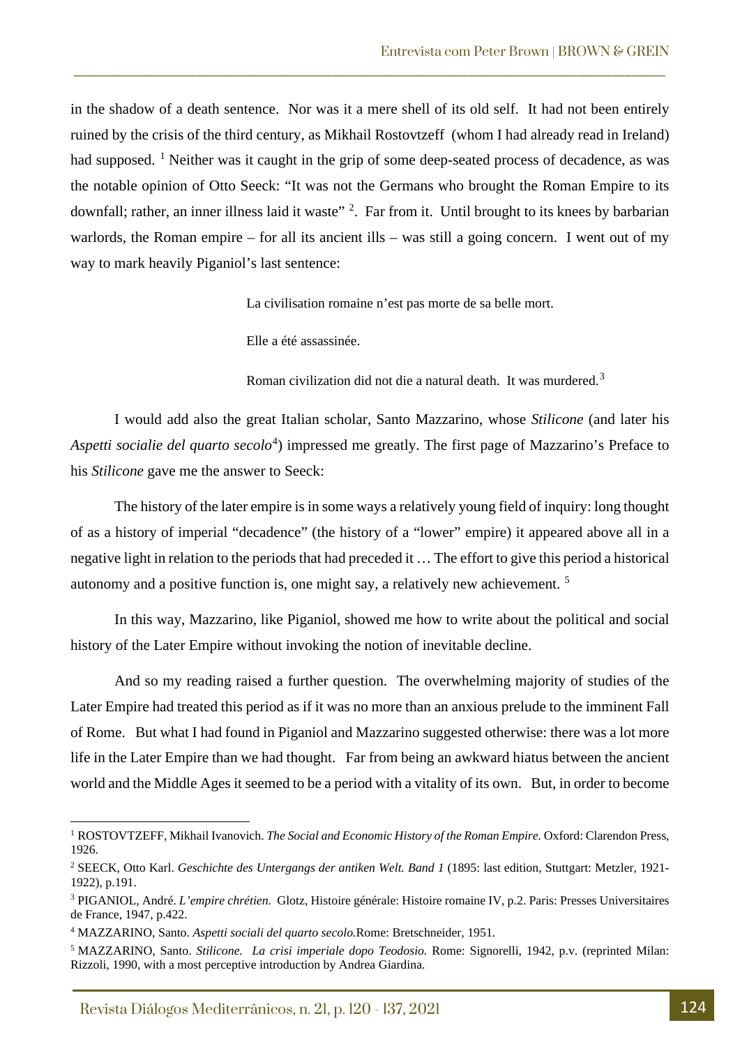in the shadow of a death sentence. Nor was it a mere shell of its old self. It had not been entirely ruined by the crisis of the third century, as Mikhail Rostovtzeff (whom I had already read in Ireland) had supposed. [1] Neither was it caught in the grip of some deep-seated process of decadence, as was the notable opinion of Otto Seeck: "It was not the Germans who brought the Roman Empire to its downfall; rather, an inner illness laid it waste" [2]. Far from it. Until brought to its knees by barbarian warlords, the Roman empire – for all its ancient ills – was still a going concern. I went out of my way to mark heavily Piganiol's last sentence:

> La civilisation romaine n'est pas morte de sa belle mort.
>
> Elle a été assassinée.
>
> Roman civilization did not die a natural death. It was murdered.[3]

I would add also the great Italian scholar, Santo Mazzarino, whose *Stilicone* (and later his *Aspetti socialie del quarto secolo*[4]) impressed me greatly. The first page of Mazzarino's Preface to his *Stilicone* gave me the answer to Seeck:

The history of the later empire is in some ways a relatively young field of inquiry: long thought of as a history of imperial "decadence" (the history of a "lower" empire) it appeared above all in a negative light in relation to the periods that had preceded it … The effort to give this period a historical autonomy and a positive function is, one might say, a relatively new achievement. [5]

In this way, Mazzarino, like Piganiol, showed me how to write about the political and social history of the Later Empire without invoking the notion of inevitable decline.

And so my reading raised a further question. The overwhelming majority of studies of the Later Empire had treated this period as if it was no more than an anxious prelude to the imminent Fall of Rome. But what I had found in Piganiol and Mazzarino suggested otherwise: there was a lot more life in the Later Empire than we had thought. Far from being an awkward hiatus between the ancient world and the Middle Ages it seemed to be a period with a vitality of its own. But, in order to become

---

[1] ROSTOVTZEFF, Mikhail Ivanovich. *The Social and Economic History of the Roman Empire.* Oxford: Clarendon Press, 1926.

[2] SEECK, Otto Karl. *Geschichte des Untergangs der antiken Welt. Band 1* (1895: last edition, Stuttgart: Metzler, 1921-1922), p.191.

[3] PIGANIOL, André. *L'empire chrétien.* Glotz, Histoire générale: Histoire romaine IV, p.2. Paris: Presses Universitaires de France, 1947, p.422.

[4] MAZZARINO, Santo. *Aspetti sociali del quarto secolo.* Rome: Bretschneider, 1951.

[5] MAZZARINO, Santo. *Stilicone. La crisi imperiale dopo Teodosio.* Rome: Signorelli, 1942, p.v. (reprinted Milan: Rizzoli, 1990, with a most perceptive introduction by Andrea Giardina.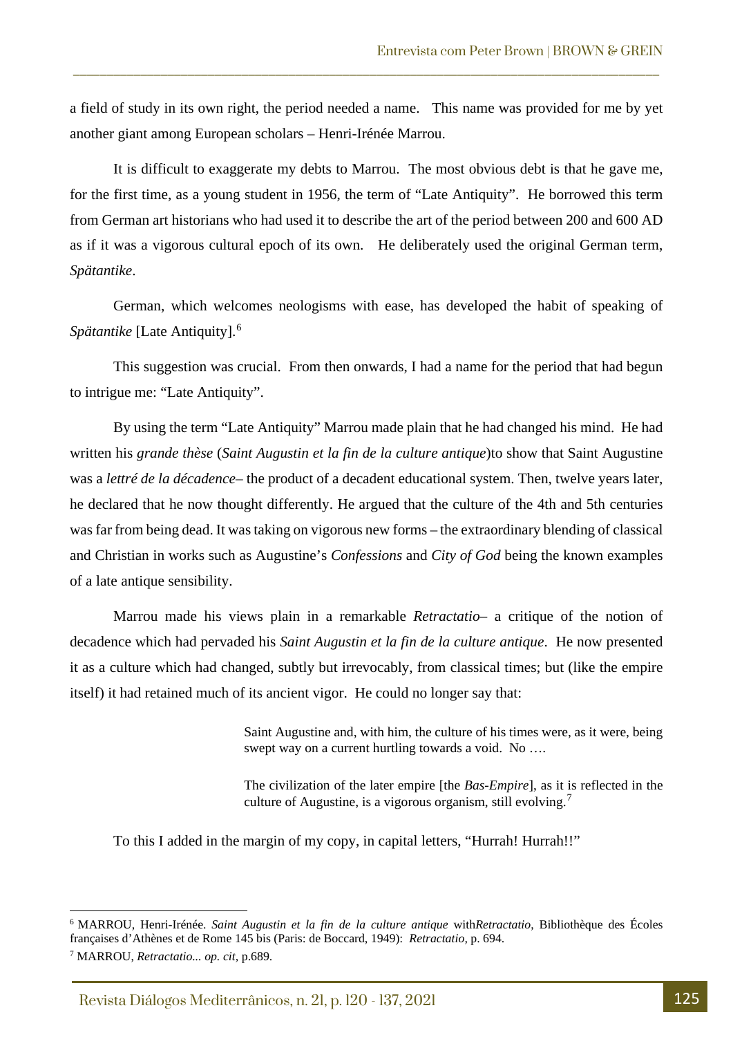a field of study in its own right, the period needed a name. This name was provided for me by yet another giant among European scholars – Henri-Irénée Marrou.

It is difficult to exaggerate my debts to Marrou. The most obvious debt is that he gave me, for the first time, as a young student in 1956, the term of “Late Antiquity”. He borrowed this term from German art historians who had used it to describe the art of the period between 200 and 600 AD as if it was a vigorous cultural epoch of its own. He deliberately used the original German term, *Spätantike*.

German, which welcomes neologisms with ease, has developed the habit of speaking of *Spätantike* [Late Antiquity].[6]

This suggestion was crucial. From then onwards, I had a name for the period that had begun to intrigue me: “Late Antiquity”.

By using the term “Late Antiquity” Marrou made plain that he had changed his mind. He had written his *grande thèse* (*Saint Augustin et la fin de la culture antique*)to show that Saint Augustine was a *lettré de la décadence*– the product of a decadent educational system. Then, twelve years later, he declared that he now thought differently. He argued that the culture of the 4th and 5th centuries was far from being dead. It was taking on vigorous new forms – the extraordinary blending of classical and Christian in works such as Augustine’s *Confessions* and *City of God* being the known examples of a late antique sensibility.

Marrou made his views plain in a remarkable *Retractatio*– a critique of the notion of decadence which had pervaded his *Saint Augustin et la fin de la culture antique*. He now presented it as a culture which had changed, subtly but irrevocably, from classical times; but (like the empire itself) it had retained much of its ancient vigor. He could no longer say that:

> Saint Augustine and, with him, the culture of his times were, as it were, being swept way on a current hurtling towards a void. No ….
>
> The civilization of the later empire [the *Bas-Empire*], as it is reflected in the culture of Augustine, is a vigorous organism, still evolving.[7]

To this I added in the margin of my copy, in capital letters, “Hurrah! Hurrah!!”

---

[6] MARROU, Henri-Irénée. *Saint Augustin et la fin de la culture antique* with*Retractatio*, Bibliothèque des Écoles françaises d’Athènes et de Rome 145 bis (Paris: de Boccard, 1949): *Retractatio*, p. 694.

[7] MARROU, *Retractatio... op. cit*, p.689.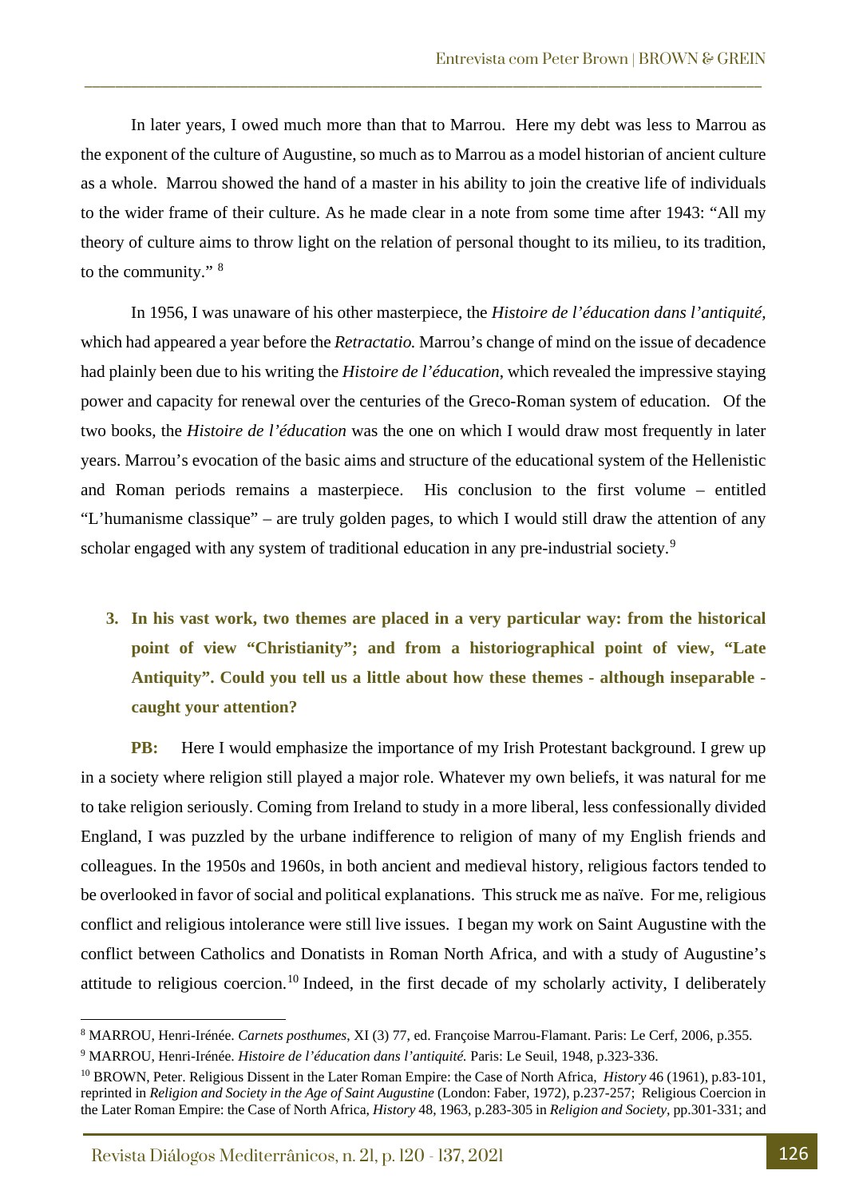In later years, I owed much more than that to Marrou. Here my debt was less to Marrou as the exponent of the culture of Augustine, so much as to Marrou as a model historian of ancient culture as a whole. Marrou showed the hand of a master in his ability to join the creative life of individuals to the wider frame of their culture. As he made clear in a note from some time after 1943: "All my theory of culture aims to throw light on the relation of personal thought to its milieu, to its tradition, to the community." [8]

In 1956, I was unaware of his other masterpiece, the *Histoire de l'éducation dans l'antiquité*, which had appeared a year before the *Retractatio.* Marrou's change of mind on the issue of decadence had plainly been due to his writing the *Histoire de l'éducation*, which revealed the impressive staying power and capacity for renewal over the centuries of the Greco-Roman system of education. Of the two books, the *Histoire de l'éducation* was the one on which I would draw most frequently in later years. Marrou's evocation of the basic aims and structure of the educational system of the Hellenistic and Roman periods remains a masterpiece. His conclusion to the first volume – entitled "L'humanisme classique" – are truly golden pages, to which I would still draw the attention of any scholar engaged with any system of traditional education in any pre-industrial society.[9]

3. **In his vast work, two themes are placed in a very particular way: from the historical point of view "Christianity"; and from a historiographical point of view, "Late Antiquity". Could you tell us a little about how these themes - although inseparable - caught your attention?**

**PB:** Here I would emphasize the importance of my Irish Protestant background. I grew up in a society where religion still played a major role. Whatever my own beliefs, it was natural for me to take religion seriously. Coming from Ireland to study in a more liberal, less confessionally divided England, I was puzzled by the urbane indifference to religion of many of my English friends and colleagues. In the 1950s and 1960s, in both ancient and medieval history, religious factors tended to be overlooked in favor of social and political explanations. This struck me as naïve. For me, religious conflict and religious intolerance were still live issues. I began my work on Saint Augustine with the conflict between Catholics and Donatists in Roman North Africa, and with a study of Augustine's attitude to religious coercion.[10] Indeed, in the first decade of my scholarly activity, I deliberately

---

[8] MARROU, Henri-Irénée. *Carnets posthumes,* XI (3) 77, ed. Françoise Marrou-Flamant. Paris: Le Cerf, 2006, p.355.

[9] MARROU, Henri-Irénée. *Histoire de l'éducation dans l'antiquité.* Paris: Le Seuil, 1948, p.323-336.

[10] BROWN, Peter. Religious Dissent in the Later Roman Empire: the Case of North Africa, *History* 46 (1961), p.83-101, reprinted in *Religion and Society in the Age of Saint Augustine* (London: Faber, 1972), p.237-257; Religious Coercion in the Later Roman Empire: the Case of North Africa, *History* 48, 1963, p.283-305 in *Religion and Society*, pp.301-331; and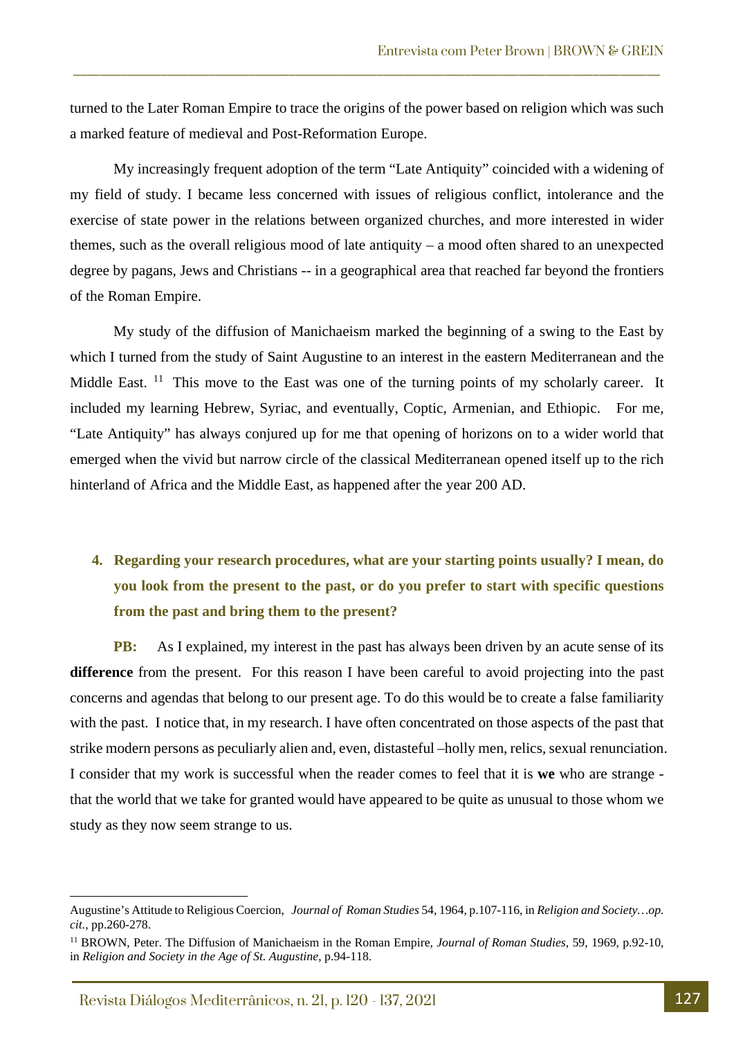turned to the Later Roman Empire to trace the origins of the power based on religion which was such a marked feature of medieval and Post-Reformation Europe.

My increasingly frequent adoption of the term "Late Antiquity" coincided with a widening of my field of study. I became less concerned with issues of religious conflict, intolerance and the exercise of state power in the relations between organized churches, and more interested in wider themes, such as the overall religious mood of late antiquity – a mood often shared to an unexpected degree by pagans, Jews and Christians -- in a geographical area that reached far beyond the frontiers of the Roman Empire.

My study of the diffusion of Manichaeism marked the beginning of a swing to the East by which I turned from the study of Saint Augustine to an interest in the eastern Mediterranean and the Middle East. [11] This move to the East was one of the turning points of my scholarly career. It included my learning Hebrew, Syriac, and eventually, Coptic, Armenian, and Ethiopic. For me, "Late Antiquity" has always conjured up for me that opening of horizons on to a wider world that emerged when the vivid but narrow circle of the classical Mediterranean opened itself up to the rich hinterland of Africa and the Middle East, as happened after the year 200 AD.

4. **Regarding your research procedures, what are your starting points usually? I mean, do you look from the present to the past, or do you prefer to start with specific questions from the past and bring them to the present?**

**PB:** As I explained, my interest in the past has always been driven by an acute sense of its **difference** from the present. For this reason I have been careful to avoid projecting into the past concerns and agendas that belong to our present age. To do this would be to create a false familiarity with the past. I notice that, in my research. I have often concentrated on those aspects of the past that strike modern persons as peculiarly alien and, even, distasteful –holly men, relics, sexual renunciation. I consider that my work is successful when the reader comes to feel that it is **we** who are strange - that the world that we take for granted would have appeared to be quite as unusual to those whom we study as they now seem strange to us.

---

Augustine's Attitude to Religious Coercion, *Journal of Roman Studies* 54, 1964, p.107-116, in *Religion and Society…op. cit.,* pp.260-278.

[11] BROWN, Peter. The Diffusion of Manichaeism in the Roman Empire, *Journal of Roman Studies,* 59, 1969, p.92-10, in *Religion and Society in the Age of St. Augustine,* p.94-118.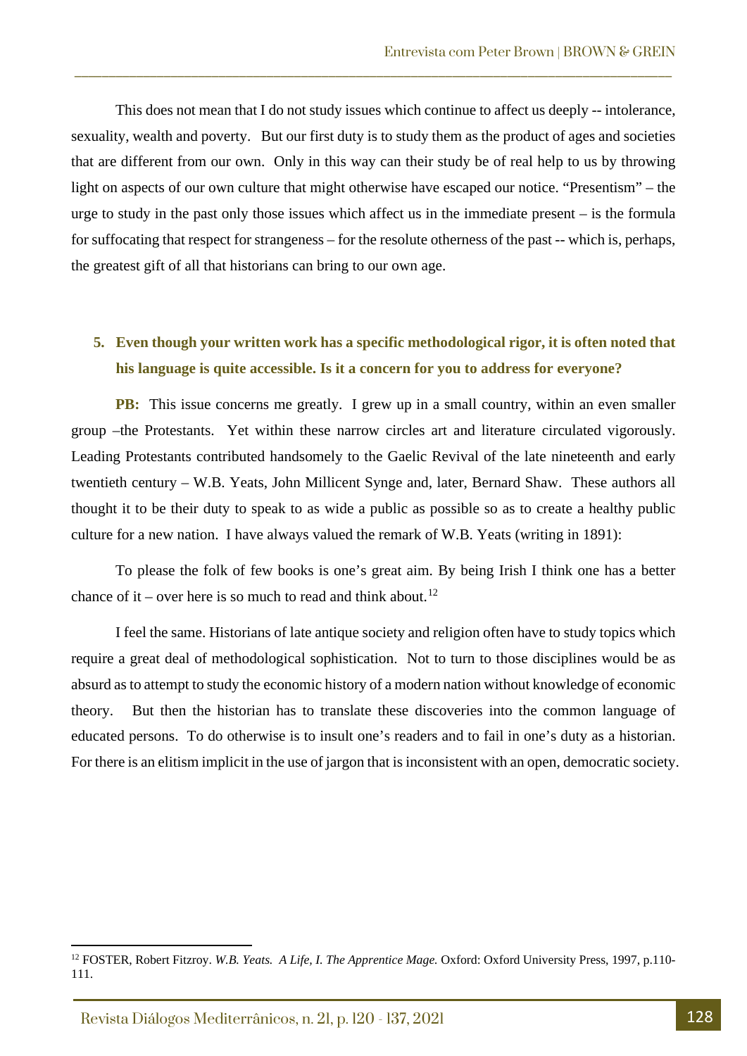This does not mean that I do not study issues which continue to affect us deeply -- intolerance, sexuality, wealth and poverty. But our first duty is to study them as the product of ages and societies that are different from our own. Only in this way can their study be of real help to us by throwing light on aspects of our own culture that might otherwise have escaped our notice. "Presentism" – the urge to study in the past only those issues which affect us in the immediate present – is the formula for suffocating that respect for strangeness – for the resolute otherness of the past -- which is, perhaps, the greatest gift of all that historians can bring to our own age.

**5. Even though your written work has a specific methodological rigor, it is often noted that his language is quite accessible. Is it a concern for you to address for everyone?**

**PB:** This issue concerns me greatly. I grew up in a small country, within an even smaller group –the Protestants. Yet within these narrow circles art and literature circulated vigorously. Leading Protestants contributed handsomely to the Gaelic Revival of the late nineteenth and early twentieth century – W.B. Yeats, John Millicent Synge and, later, Bernard Shaw. These authors all thought it to be their duty to speak to as wide a public as possible so as to create a healthy public culture for a new nation. I have always valued the remark of W.B. Yeats (writing in 1891):

To please the folk of few books is one's great aim. By being Irish I think one has a better chance of it – over here is so much to read and think about.[12]

I feel the same. Historians of late antique society and religion often have to study topics which require a great deal of methodological sophistication. Not to turn to those disciplines would be as absurd as to attempt to study the economic history of a modern nation without knowledge of economic theory. But then the historian has to translate these discoveries into the common language of educated persons. To do otherwise is to insult one's readers and to fail in one's duty as a historian. For there is an elitism implicit in the use of jargon that is inconsistent with an open, democratic society.

---

[12] FOSTER, Robert Fitzroy. *W.B. Yeats. A Life, I. The Apprentice Mage.* Oxford: Oxford University Press, 1997, p.110-111.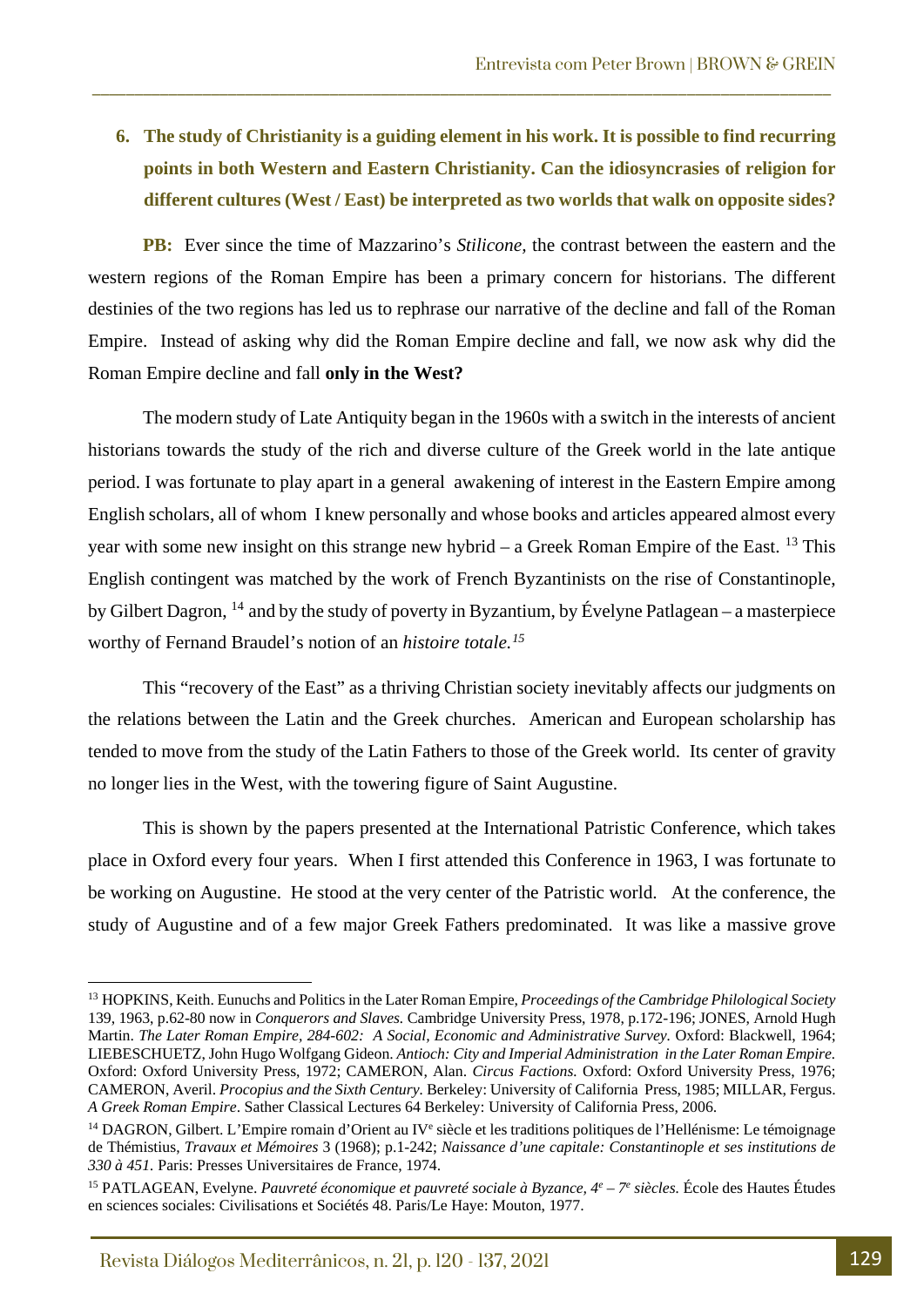6. **The study of Christianity is a guiding element in his work. It is possible to find recurring points in both Western and Eastern Christianity. Can the idiosyncrasies of religion for different cultures (West / East) be interpreted as two worlds that walk on opposite sides?**

**PB:** Ever since the time of Mazzarino's *Stilicone*, the contrast between the eastern and the western regions of the Roman Empire has been a primary concern for historians. The different destinies of the two regions has led us to rephrase our narrative of the decline and fall of the Roman Empire. Instead of asking why did the Roman Empire decline and fall, we now ask why did the Roman Empire decline and fall **only in the West?**

The modern study of Late Antiquity began in the 1960s with a switch in the interests of ancient historians towards the study of the rich and diverse culture of the Greek world in the late antique period. I was fortunate to play apart in a general awakening of interest in the Eastern Empire among English scholars, all of whom I knew personally and whose books and articles appeared almost every year with some new insight on this strange new hybrid – a Greek Roman Empire of the East. [13] This English contingent was matched by the work of French Byzantinists on the rise of Constantinople, by Gilbert Dagron, [14] and by the study of poverty in Byzantium, by Évelyne Patlagean – a masterpiece worthy of Fernand Braudel's notion of an *histoire totale.*[15]

This "recovery of the East" as a thriving Christian society inevitably affects our judgments on the relations between the Latin and the Greek churches. American and European scholarship has tended to move from the study of the Latin Fathers to those of the Greek world. Its center of gravity no longer lies in the West, with the towering figure of Saint Augustine.

This is shown by the papers presented at the International Patristic Conference, which takes place in Oxford every four years. When I first attended this Conference in 1963, I was fortunate to be working on Augustine. He stood at the very center of the Patristic world. At the conference, the study of Augustine and of a few major Greek Fathers predominated. It was like a massive grove

---

[13] HOPKINS, Keith. Eunuchs and Politics in the Later Roman Empire, *Proceedings of the Cambridge Philological Society* 139, 1963, p.62-80 now in *Conquerors and Slaves.* Cambridge University Press, 1978, p.172-196; JONES, Arnold Hugh Martin. *The Later Roman Empire, 284-602: A Social, Economic and Administrative Survey.* Oxford: Blackwell, 1964; LIEBESCHUETZ, John Hugo Wolfgang Gideon. *Antioch: City and Imperial Administration in the Later Roman Empire.* Oxford: Oxford University Press, 1972; CAMERON, Alan. *Circus Factions.* Oxford: Oxford University Press, 1976; CAMERON, Averil. *Procopius and the Sixth Century*. Berkeley: University of California Press, 1985; MILLAR, Fergus. *A Greek Roman Empire*. Sather Classical Lectures 64 Berkeley: University of California Press, 2006.

[14] DAGRON, Gilbert. L'Empire romain d'Orient au IVe siècle et les traditions politiques de l'Hellénisme: Le témoignage de Thémistius, *Travaux et Mémoires* 3 (1968); p.1-242; *Naissance d'une capitale: Constantinople et ses institutions de 330 à 451.* Paris: Presses Universitaires de France, 1974.

[15] PATLAGEAN, Evelyne. *Pauvreté économique et pauvreté sociale à Byzance, 4e – 7e siècles.* École des Hautes Études en sciences sociales: Civilisations et Sociétés 48. Paris/Le Haye: Mouton, 1977.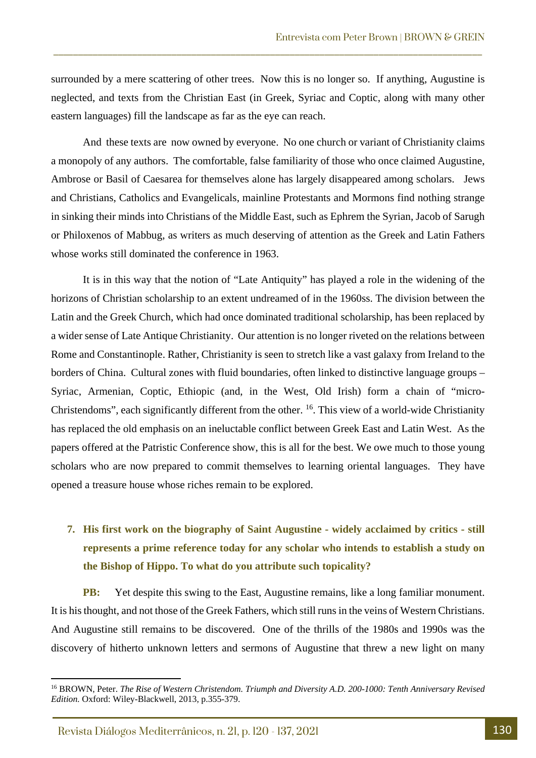surrounded by a mere scattering of other trees. Now this is no longer so. If anything, Augustine is neglected, and texts from the Christian East (in Greek, Syriac and Coptic, along with many other eastern languages) fill the landscape as far as the eye can reach.

And these texts are now owned by everyone. No one church or variant of Christianity claims a monopoly of any authors. The comfortable, false familiarity of those who once claimed Augustine, Ambrose or Basil of Caesarea for themselves alone has largely disappeared among scholars. Jews and Christians, Catholics and Evangelicals, mainline Protestants and Mormons find nothing strange in sinking their minds into Christians of the Middle East, such as Ephrem the Syrian, Jacob of Sarugh or Philoxenos of Mabbug, as writers as much deserving of attention as the Greek and Latin Fathers whose works still dominated the conference in 1963.

It is in this way that the notion of "Late Antiquity" has played a role in the widening of the horizons of Christian scholarship to an extent undreamed of in the 1960ss. The division between the Latin and the Greek Church, which had once dominated traditional scholarship, has been replaced by a wider sense of Late Antique Christianity. Our attention is no longer riveted on the relations between Rome and Constantinople. Rather, Christianity is seen to stretch like a vast galaxy from Ireland to the borders of China. Cultural zones with fluid boundaries, often linked to distinctive language groups – Syriac, Armenian, Coptic, Ethiopic (and, in the West, Old Irish) form a chain of "micro-Christendoms", each significantly different from the other. [16]. This view of a world-wide Christianity has replaced the old emphasis on an ineluctable conflict between Greek East and Latin West. As the papers offered at the Patristic Conference show, this is all for the best. We owe much to those young scholars who are now prepared to commit themselves to learning oriental languages. They have opened a treasure house whose riches remain to be explored.

7. **His first work on the biography of Saint Augustine - widely acclaimed by critics - still represents a prime reference today for any scholar who intends to establish a study on the Bishop of Hippo. To what do you attribute such topicality?**

**PB:** Yet despite this swing to the East, Augustine remains, like a long familiar monument. It is his thought, and not those of the Greek Fathers, which still runs in the veins of Western Christians. And Augustine still remains to be discovered. One of the thrills of the 1980s and 1990s was the discovery of hitherto unknown letters and sermons of Augustine that threw a new light on many

---

[16] BROWN, Peter. *The Rise of Western Christendom. Triumph and Diversity A.D. 200-1000: Tenth Anniversary Revised Edition.* Oxford: Wiley-Blackwell, 2013, p.355-379.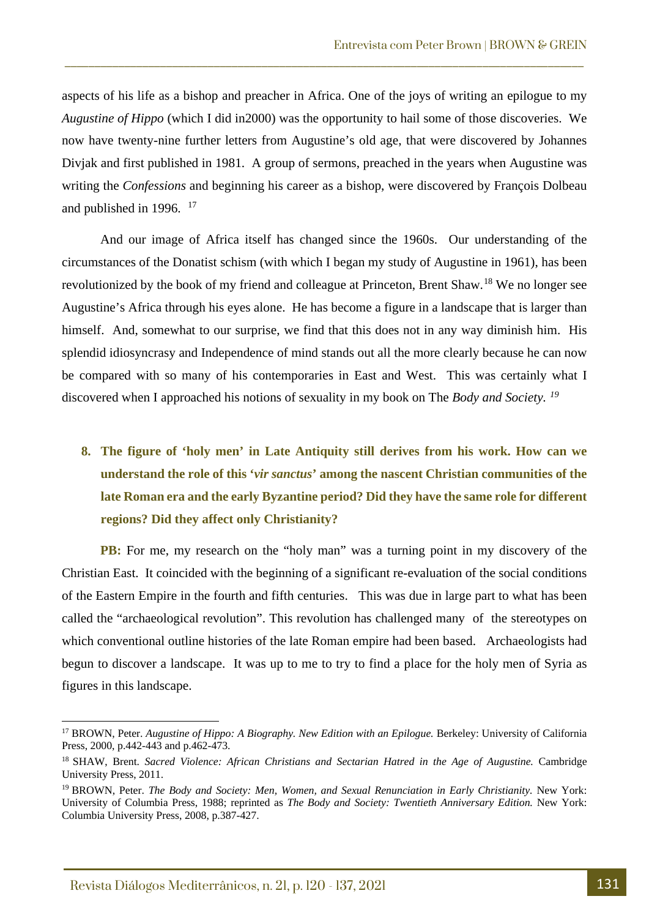aspects of his life as a bishop and preacher in Africa. One of the joys of writing an epilogue to my *Augustine of Hippo* (which I did in2000) was the opportunity to hail some of those discoveries. We now have twenty-nine further letters from Augustine's old age, that were discovered by Johannes Divjak and first published in 1981. A group of sermons, preached in the years when Augustine was writing the *Confessions* and beginning his career as a bishop, were discovered by François Dolbeau and published in 1996. [17]

And our image of Africa itself has changed since the 1960s. Our understanding of the circumstances of the Donatist schism (with which I began my study of Augustine in 1961), has been revolutionized by the book of my friend and colleague at Princeton, Brent Shaw.[18] We no longer see Augustine's Africa through his eyes alone. He has become a figure in a landscape that is larger than himself. And, somewhat to our surprise, we find that this does not in any way diminish him. His splendid idiosyncrasy and Independence of mind stands out all the more clearly because he can now be compared with so many of his contemporaries in East and West. This was certainly what I discovered when I approached his notions of sexuality in my book on The *Body and Society.* [19]

**8. The figure of 'holy men' in Late Antiquity still derives from his work. How can we understand the role of this '*vir sanctus*' among the nascent Christian communities of the late Roman era and the early Byzantine period? Did they have the same role for different regions? Did they affect only Christianity?**

**PB:** For me, my research on the "holy man" was a turning point in my discovery of the Christian East. It coincided with the beginning of a significant re-evaluation of the social conditions of the Eastern Empire in the fourth and fifth centuries. This was due in large part to what has been called the "archaeological revolution". This revolution has challenged many of the stereotypes on which conventional outline histories of the late Roman empire had been based. Archaeologists had begun to discover a landscape. It was up to me to try to find a place for the holy men of Syria as figures in this landscape.

---

[17] BROWN, Peter. *Augustine of Hippo: A Biography. New Edition with an Epilogue.* Berkeley: University of California Press, 2000, p.442-443 and p.462-473.

[18] SHAW, Brent. *Sacred Violence: African Christians and Sectarian Hatred in the Age of Augustine.* Cambridge University Press, 2011.

[19] BROWN, Peter. *The Body and Society: Men, Women, and Sexual Renunciation in Early Christianity.* New York: University of Columbia Press, 1988; reprinted as *The Body and Society: Twentieth Anniversary Edition.* New York: Columbia University Press, 2008, p.387-427.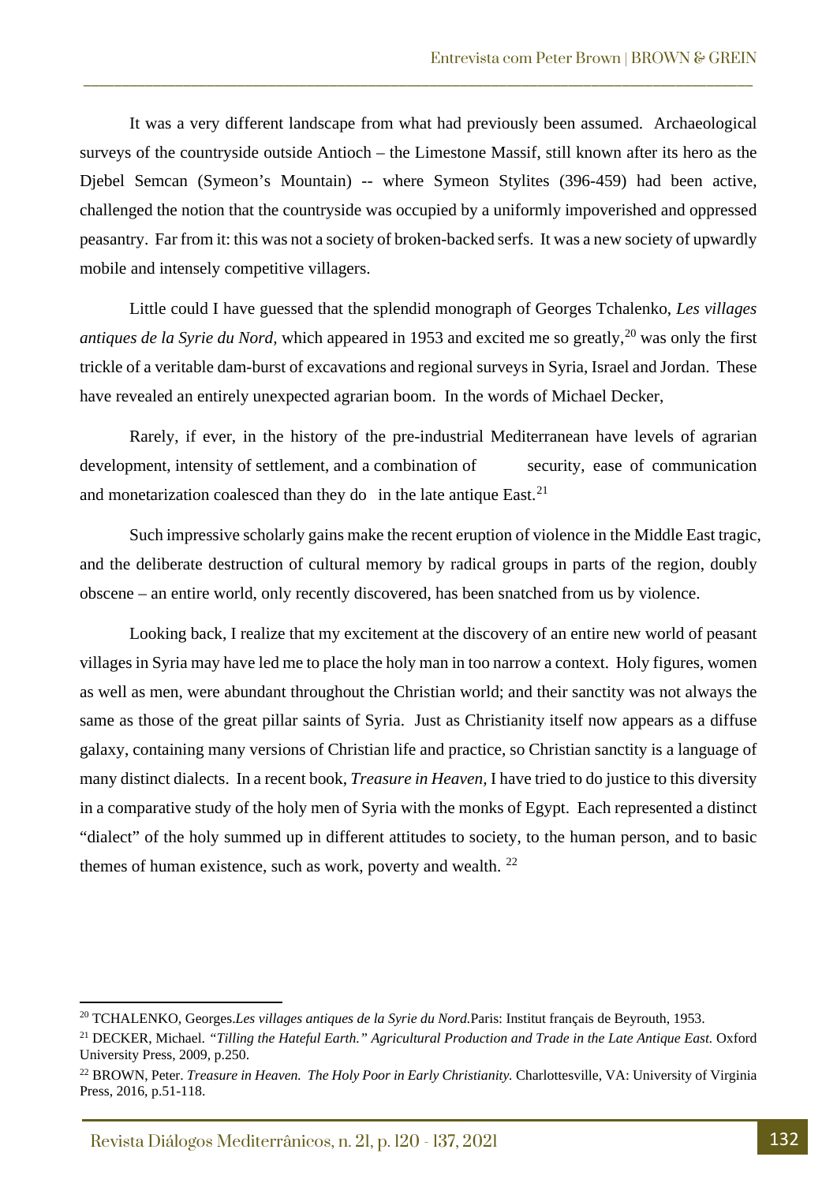It was a very different landscape from what had previously been assumed. Archaeological surveys of the countryside outside Antioch – the Limestone Massif, still known after its hero as the Djebel Semcan (Symeon's Mountain) -- where Symeon Stylites (396-459) had been active, challenged the notion that the countryside was occupied by a uniformly impoverished and oppressed peasantry. Far from it: this was not a society of broken-backed serfs. It was a new society of upwardly mobile and intensely competitive villagers.

Little could I have guessed that the splendid monograph of Georges Tchalenko, *Les villages antiques de la Syrie du Nord*, which appeared in 1953 and excited me so greatly,[20] was only the first trickle of a veritable dam-burst of excavations and regional surveys in Syria, Israel and Jordan. These have revealed an entirely unexpected agrarian boom. In the words of Michael Decker,

> Rarely, if ever, in the history of the pre-industrial Mediterranean have levels of agrarian development, intensity of settlement, and a combination of security, ease of communication and monetarization coalesced than they do in the late antique East.[21]

Such impressive scholarly gains make the recent eruption of violence in the Middle East tragic, and the deliberate destruction of cultural memory by radical groups in parts of the region, doubly obscene – an entire world, only recently discovered, has been snatched from us by violence.

Looking back, I realize that my excitement at the discovery of an entire new world of peasant villages in Syria may have led me to place the holy man in too narrow a context. Holy figures, women as well as men, were abundant throughout the Christian world; and their sanctity was not always the same as those of the great pillar saints of Syria. Just as Christianity itself now appears as a diffuse galaxy, containing many versions of Christian life and practice, so Christian sanctity is a language of many distinct dialects. In a recent book, *Treasure in Heaven*, I have tried to do justice to this diversity in a comparative study of the holy men of Syria with the monks of Egypt. Each represented a distinct "dialect" of the holy summed up in different attitudes to society, to the human person, and to basic themes of human existence, such as work, poverty and wealth. [22]

---

[20] TCHALENKO, Georges.*Les villages antiques de la Syrie du Nord*.Paris: Institut français de Beyrouth, 1953.

[21] DECKER, Michael. *"Tilling the Hateful Earth." Agricultural Production and Trade in the Late Antique East.* Oxford University Press, 2009, p.250.

[22] BROWN, Peter. *Treasure in Heaven. The Holy Poor in Early Christianity.* Charlottesville, VA: University of Virginia Press, 2016, p.51-118.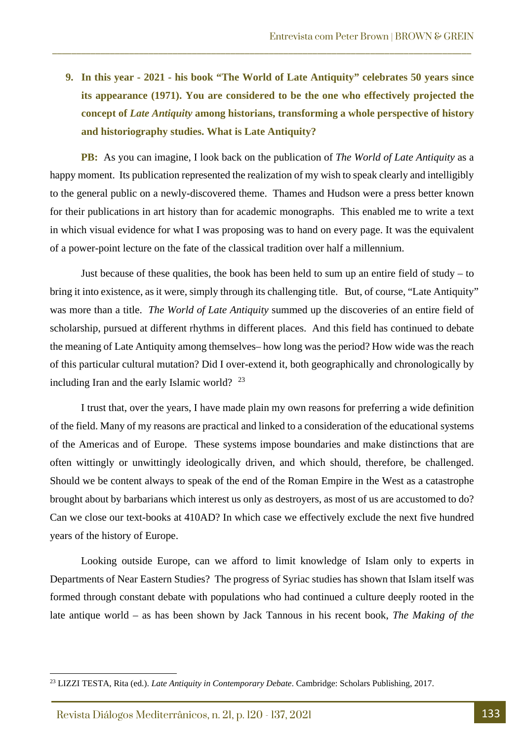9. **In this year - 2021 - his book "The World of Late Antiquity" celebrates 50 years since its appearance (1971). You are considered to be the one who effectively projected the concept of *Late Antiquity* among historians, transforming a whole perspective of history and historiography studies. What is Late Antiquity?**

**PB:** As you can imagine, I look back on the publication of *The World of Late Antiquity* as a happy moment. Its publication represented the realization of my wish to speak clearly and intelligibly to the general public on a newly-discovered theme. Thames and Hudson were a press better known for their publications in art history than for academic monographs. This enabled me to write a text in which visual evidence for what I was proposing was to hand on every page. It was the equivalent of a power-point lecture on the fate of the classical tradition over half a millennium.

Just because of these qualities, the book has been held to sum up an entire field of study – to bring it into existence, as it were, simply through its challenging title. But, of course, "Late Antiquity" was more than a title. *The World of Late Antiquity* summed up the discoveries of an entire field of scholarship, pursued at different rhythms in different places. And this field has continued to debate the meaning of Late Antiquity among themselves– how long was the period? How wide was the reach of this particular cultural mutation? Did I over-extend it, both geographically and chronologically by including Iran and the early Islamic world? [23]

I trust that, over the years, I have made plain my own reasons for preferring a wide definition of the field. Many of my reasons are practical and linked to a consideration of the educational systems of the Americas and of Europe. These systems impose boundaries and make distinctions that are often wittingly or unwittingly ideologically driven, and which should, therefore, be challenged. Should we be content always to speak of the end of the Roman Empire in the West as a catastrophe brought about by barbarians which interest us only as destroyers, as most of us are accustomed to do? Can we close our text-books at 410AD? In which case we effectively exclude the next five hundred years of the history of Europe.

Looking outside Europe, can we afford to limit knowledge of Islam only to experts in Departments of Near Eastern Studies? The progress of Syriac studies has shown that Islam itself was formed through constant debate with populations who had continued a culture deeply rooted in the late antique world – as has been shown by Jack Tannous in his recent book, *The Making of the*

---

[23] LIZZI TESTA, Rita (ed.). *Late Antiquity in Contemporary Debate*. Cambridge: Scholars Publishing, 2017.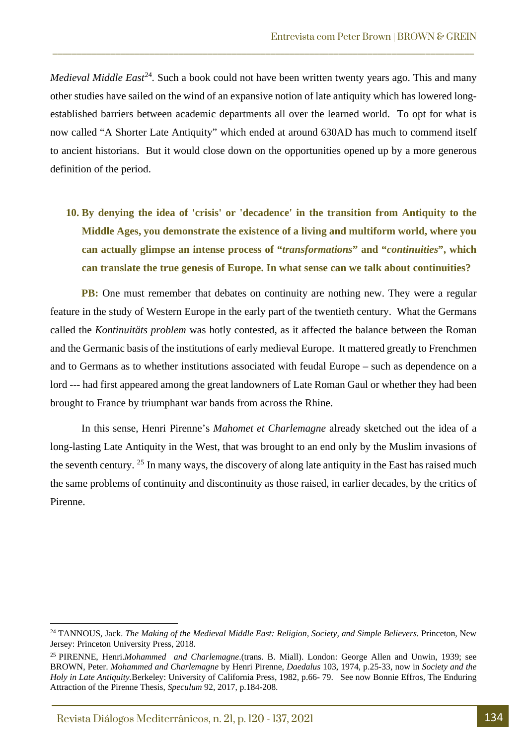*Medieval Middle East*[24]. Such a book could not have been written twenty years ago. This and many other studies have sailed on the wind of an expansive notion of late antiquity which has lowered long-established barriers between academic departments all over the learned world. To opt for what is now called "A Shorter Late Antiquity" which ended at around 630AD has much to commend itself to ancient historians. But it would close down on the opportunities opened up by a more generous definition of the period.

**10. By denying the idea of 'crisis' or 'decadence' in the transition from Antiquity to the Middle Ages, you demonstrate the existence of a living and multiform world, where you can actually glimpse an intense process of "*transformations*" and "*continuities*", which can translate the true genesis of Europe. In what sense can we talk about continuities?**

**PB:** One must remember that debates on continuity are nothing new. They were a regular feature in the study of Western Europe in the early part of the twentieth century. What the Germans called the *Kontinuitäts problem* was hotly contested, as it affected the balance between the Roman and the Germanic basis of the institutions of early medieval Europe. It mattered greatly to Frenchmen and to Germans as to whether institutions associated with feudal Europe – such as dependence on a lord --- had first appeared among the great landowners of Late Roman Gaul or whether they had been brought to France by triumphant war bands from across the Rhine.

In this sense, Henri Pirenne's *Mahomet et Charlemagne* already sketched out the idea of a long-lasting Late Antiquity in the West, that was brought to an end only by the Muslim invasions of the seventh century. [25] In many ways, the discovery of along late antiquity in the East has raised much the same problems of continuity and discontinuity as those raised, in earlier decades, by the critics of Pirenne.

---

[24] TANNOUS, Jack. *The Making of the Medieval Middle East: Religion, Society, and Simple Believers.* Princeton, New Jersey: Princeton University Press, 2018.

[25] PIRENNE, Henri.*Mohammed and Charlemagne*.(trans. B. Miall). London: George Allen and Unwin, 1939; see BROWN, Peter. *Mohammed and Charlemagne* by Henri Pirenne, *Daedalus* 103, 1974, p.25-33, now in *Society and the Holy in Late Antiquity.*Berkeley: University of California Press, 1982, p.66- 79. See now Bonnie Effros, The Enduring Attraction of the Pirenne Thesis, *Speculum* 92, 2017, p.184-208.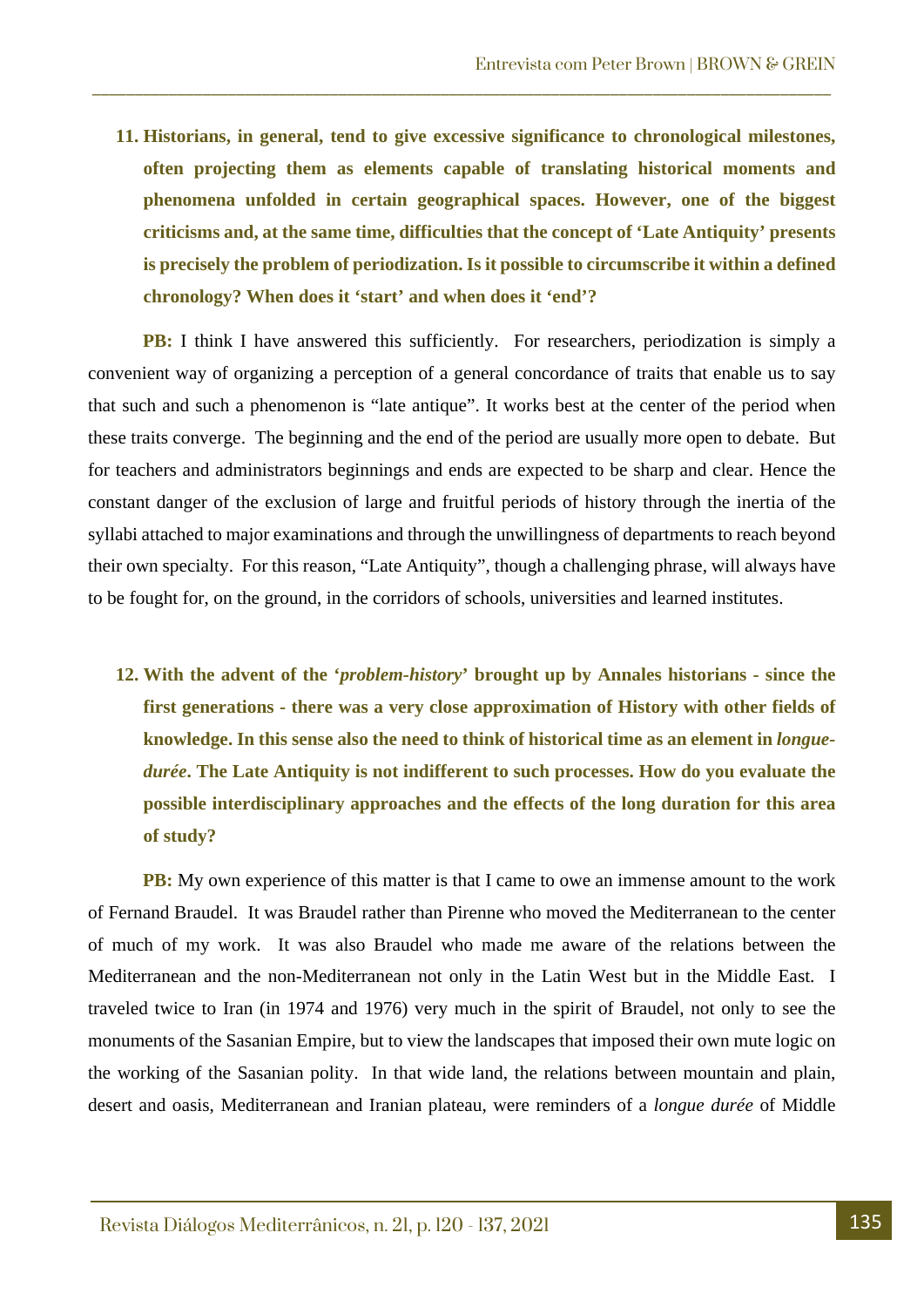11. **Historians, in general, tend to give excessive significance to chronological milestones, often projecting them as elements capable of translating historical moments and phenomena unfolded in certain geographical spaces. However, one of the biggest criticisms and, at the same time, difficulties that the concept of 'Late Antiquity' presents is precisely the problem of periodization. Is it possible to circumscribe it within a defined chronology? When does it 'start' and when does it 'end'?**

**PB:** I think I have answered this sufficiently. For researchers, periodization is simply a convenient way of organizing a perception of a general concordance of traits that enable us to say that such and such a phenomenon is "late antique". It works best at the center of the period when these traits converge. The beginning and the end of the period are usually more open to debate. But for teachers and administrators beginnings and ends are expected to be sharp and clear. Hence the constant danger of the exclusion of large and fruitful periods of history through the inertia of the syllabi attached to major examinations and through the unwillingness of departments to reach beyond their own specialty. For this reason, "Late Antiquity", though a challenging phrase, will always have to be fought for, on the ground, in the corridors of schools, universities and learned institutes.

12. **With the advent of the '*problem-history*' brought up by Annales historians - since the first generations - there was a very close approximation of History with other fields of knowledge. In this sense also the need to think of historical time as an element in *longue-durée*. The Late Antiquity is not indifferent to such processes. How do you evaluate the possible interdisciplinary approaches and the effects of the long duration for this area of study?**

**PB:** My own experience of this matter is that I came to owe an immense amount to the work of Fernand Braudel. It was Braudel rather than Pirenne who moved the Mediterranean to the center of much of my work. It was also Braudel who made me aware of the relations between the Mediterranean and the non-Mediterranean not only in the Latin West but in the Middle East. I traveled twice to Iran (in 1974 and 1976) very much in the spirit of Braudel, not only to see the monuments of the Sasanian Empire, but to view the landscapes that imposed their own mute logic on the working of the Sasanian polity. In that wide land, the relations between mountain and plain, desert and oasis, Mediterranean and Iranian plateau, were reminders of a *longue durée* of Middle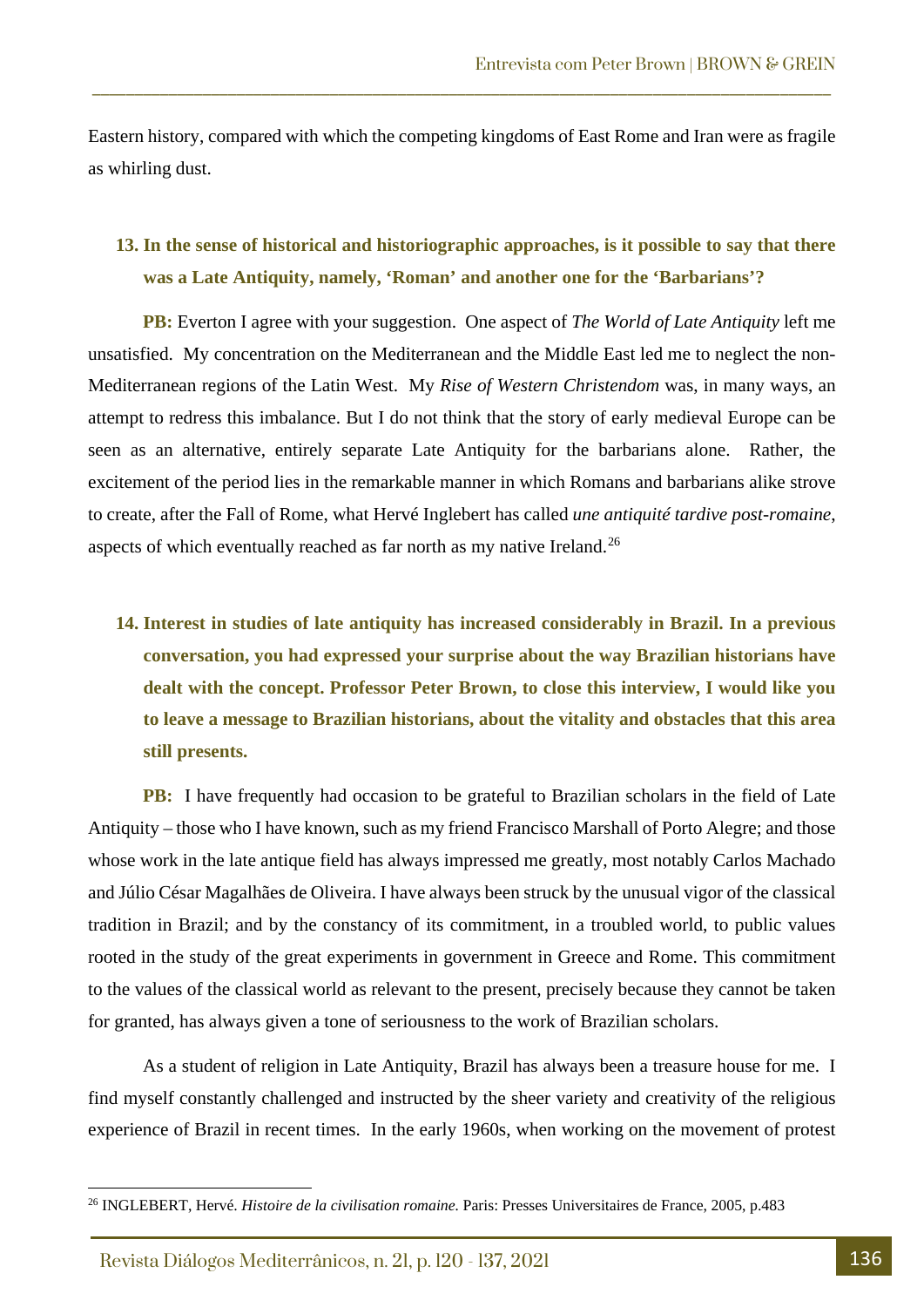Eastern history, compared with which the competing kingdoms of East Rome and Iran were as fragile as whirling dust.

**13. In the sense of historical and historiographic approaches, is it possible to say that there was a Late Antiquity, namely, 'Roman' and another one for the 'Barbarians'?**

**PB:** Everton I agree with your suggestion. One aspect of *The World of Late Antiquity* left me unsatisfied. My concentration on the Mediterranean and the Middle East led me to neglect the non-Mediterranean regions of the Latin West. My *Rise of Western Christendom* was, in many ways, an attempt to redress this imbalance. But I do not think that the story of early medieval Europe can be seen as an alternative, entirely separate Late Antiquity for the barbarians alone. Rather, the excitement of the period lies in the remarkable manner in which Romans and barbarians alike strove to create, after the Fall of Rome, what Hervé Inglebert has called *une antiquité tardive post-romaine*, aspects of which eventually reached as far north as my native Ireland.[26]

**14. Interest in studies of late antiquity has increased considerably in Brazil. In a previous conversation, you had expressed your surprise about the way Brazilian historians have dealt with the concept. Professor Peter Brown, to close this interview, I would like you to leave a message to Brazilian historians, about the vitality and obstacles that this area still presents.**

**PB:** I have frequently had occasion to be grateful to Brazilian scholars in the field of Late Antiquity – those who I have known, such as my friend Francisco Marshall of Porto Alegre; and those whose work in the late antique field has always impressed me greatly, most notably Carlos Machado and Júlio César Magalhães de Oliveira. I have always been struck by the unusual vigor of the classical tradition in Brazil; and by the constancy of its commitment, in a troubled world, to public values rooted in the study of the great experiments in government in Greece and Rome. This commitment to the values of the classical world as relevant to the present, precisely because they cannot be taken for granted, has always given a tone of seriousness to the work of Brazilian scholars.

As a student of religion in Late Antiquity, Brazil has always been a treasure house for me. I find myself constantly challenged and instructed by the sheer variety and creativity of the religious experience of Brazil in recent times. In the early 1960s, when working on the movement of protest

---

[26] INGLEBERT, Hervé. *Histoire de la civilisation romaine.* Paris: Presses Universitaires de France, 2005, p.483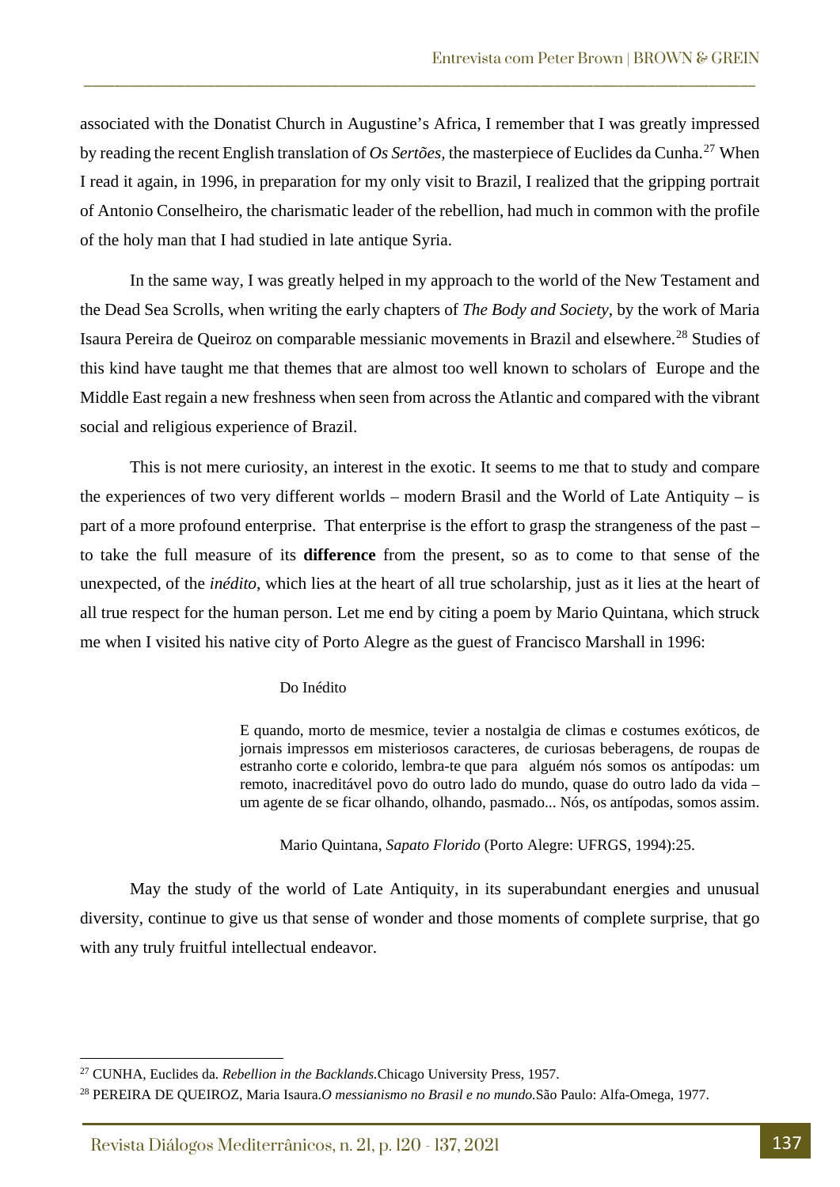associated with the Donatist Church in Augustine's Africa, I remember that I was greatly impressed by reading the recent English translation of *Os Sertões,* the masterpiece of Euclides da Cunha.[27] When I read it again, in 1996, in preparation for my only visit to Brazil, I realized that the gripping portrait of Antonio Conselheiro, the charismatic leader of the rebellion, had much in common with the profile of the holy man that I had studied in late antique Syria.

In the same way, I was greatly helped in my approach to the world of the New Testament and the Dead Sea Scrolls, when writing the early chapters of *The Body and Society*, by the work of Maria Isaura Pereira de Queiroz on comparable messianic movements in Brazil and elsewhere.[28] Studies of this kind have taught me that themes that are almost too well known to scholars of Europe and the Middle East regain a new freshness when seen from across the Atlantic and compared with the vibrant social and religious experience of Brazil.

This is not mere curiosity, an interest in the exotic. It seems to me that to study and compare the experiences of two very different worlds – modern Brasil and the World of Late Antiquity – is part of a more profound enterprise. That enterprise is the effort to grasp the strangeness of the past – to take the full measure of its **difference** from the present, so as to come to that sense of the unexpected, of the *inédito*, which lies at the heart of all true scholarship, just as it lies at the heart of all true respect for the human person. Let me end by citing a poem by Mario Quintana, which struck me when I visited his native city of Porto Alegre as the guest of Francisco Marshall in 1996:

> Do Inédito
>
> E quando, morto de mesmice, tevier a nostalgia de climas e costumes exóticos, de jornais impressos em misteriosos caracteres, de curiosas beberagens, de roupas de estranho corte e colorido, lembra-te que para alguém nós somos os antípodas: um remoto, inacreditável povo do outro lado do mundo, quase do outro lado da vida – um agente de se ficar olhando, olhando, pasmado... Nós, os antípodas, somos assim.
>
> Mario Quintana, *Sapato Florido* (Porto Alegre: UFRGS, 1994):25.

May the study of the world of Late Antiquity, in its superabundant energies and unusual diversity, continue to give us that sense of wonder and those moments of complete surprise, that go with any truly fruitful intellectual endeavor.

---

[27] CUNHA, Euclides da. *Rebellion in the Backlands.*Chicago University Press, 1957.

[28] PEREIRA DE QUEIROZ, Maria Isaura.*O messianismo no Brasil e no mundo.*São Paulo: Alfa-Omega, 1977.